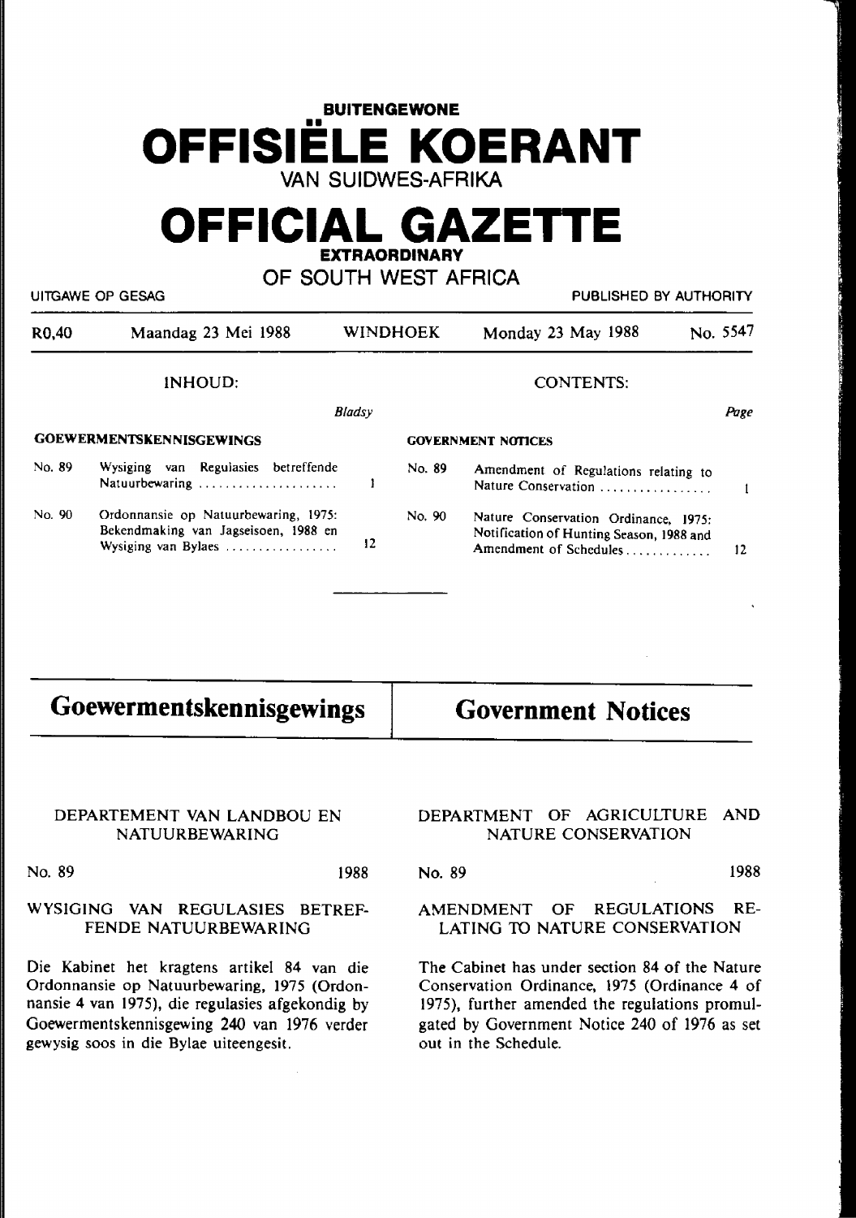# BUITENGEWONE OFFISIËLE KOERANT VAN SUIDWES-AFRIKA

# OFFICIAL GAZETTE EXTRAORDINARY OF SOUTH WEST AFRICA

UITGAWE OP GESAG — PUBLISHED BY AUTHORITY

R0,40 — Maandag 23 Mei 1988 — WINDHOEK — Monday 23 May 1988 — No. 5547

**INHOUD:**

| | | Bladsy |
|---|---|---|
| **GOEWERMENTSKENNISGEWINGS** | | |
| No. 89 | Wysiging van Regulasies betreffende Natuurbewaring | 1 |
| No. 90 | Ordonnansie op Natuurbewaring, 1975: Bekendmaking van Jagseisoen, 1988 en Wysiging van Bylaes | 12 |

**CONTENTS:**

| | | Page |
|---|---|---|
| **GOVERNMENT NOTICES** | | |
| No. 89 | Amendment of Regulations relating to Nature Conservation | 1 |
| No. 90 | Nature Conservation Ordinance, 1975: Notification of Hunting Season, 1988 and Amendment of Schedules | 12 |

## Goewermentskennisgewings

### DEPARTEMENT VAN LANDBOU EN NATUURBEWARING

No. 89 — 1988

### WYSIGING VAN REGULASIES BETREFFENDE NATUURBEWARING

Die Kabinet het kragtens artikel 84 van die Ordonnansie op Natuurbewaring, 1975 (Ordonnansie 4 van 1975), die regulasies afgekondig by Goewermentskennisgewing 240 van 1976 verder gewysig soos in die Bylae uiteengesit.

## Government Notices

### DEPARTMENT OF AGRICULTURE AND NATURE CONSERVATION

No. 89 — 1988

### AMENDMENT OF REGULATIONS RELATING TO NATURE CONSERVATION

The Cabinet has under section 84 of the Nature Conservation Ordinance, 1975 (Ordinance 4 of 1975), further amended the regulations promulgated by Government Notice 240 of 1976 as set out in the Schedule.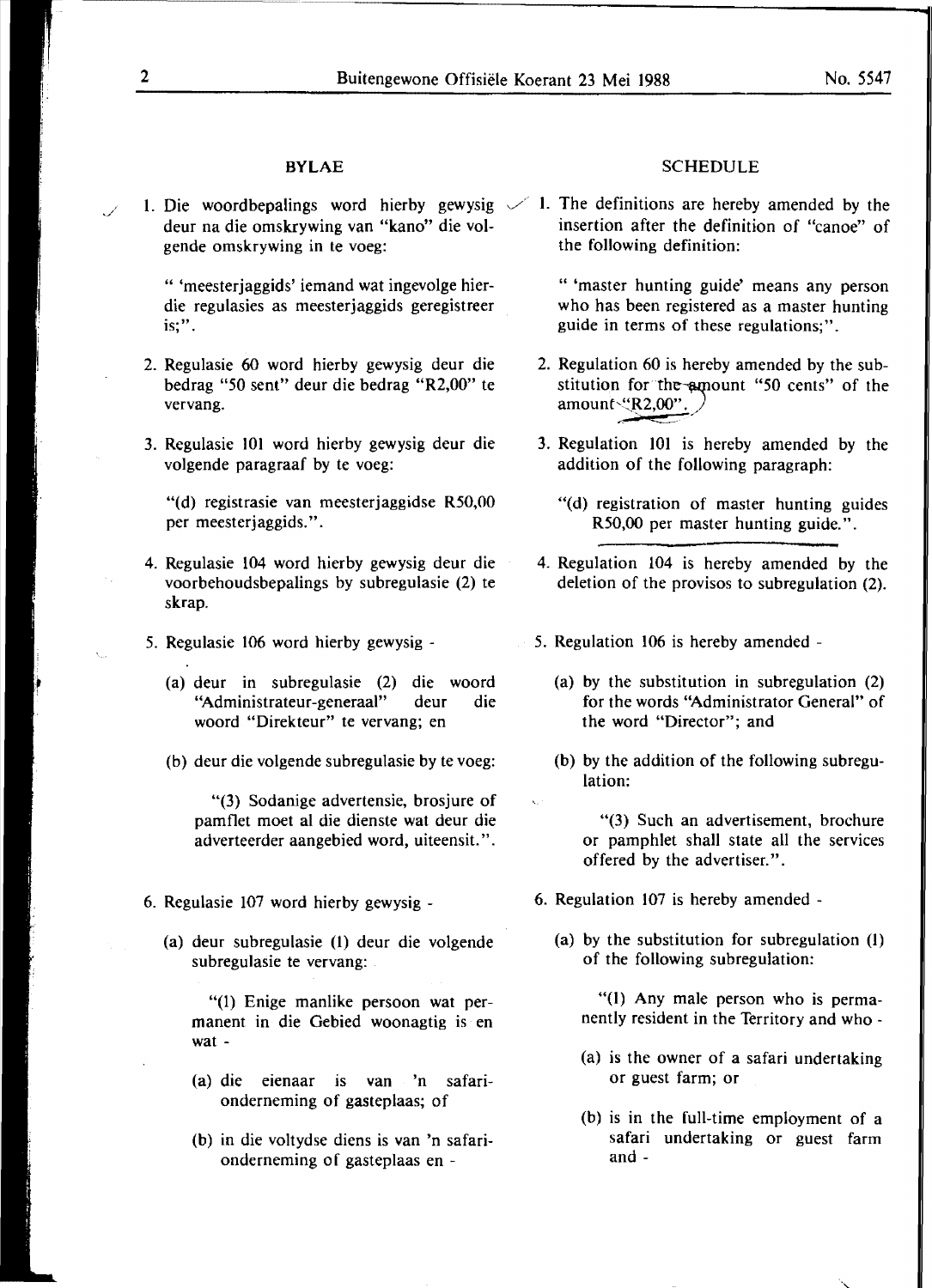## BYLAE

1. Die woordbepalings word hierby gewysig deur na die omskrywing van "kano" die volgende omskrywing in te voeg:

   " 'meesterjaggids' iemand wat ingevolge hierdie regulasies as meesterjaggids geregistreer is;".

2. Regulasie 60 word hierby gewysig deur die bedrag "50 sent" deur die bedrag "R2,00" te vervang.

3. Regulasie 101 word hierby gewysig deur die volgende paragraaf by te voeg:

   "(d) registrasie van meesterjaggidse R50,00 per meesterjaggids.".

4. Regulasie 104 word hierby gewysig deur die voorbehoudsbepalings by subregulasie (2) te skrap.

5. Regulasie 106 word hierby gewysig -

   (a) deur in subregulasie (2) die woord "Administrateur-generaal" deur die woord "Direkteur" te vervang; en

   (b) deur die volgende subregulasie by te voeg:

   "(3) Sodanige advertensie, brosjure of pamflet moet al die dienste wat deur die adverteerder aangebied word, uiteensit.".

6. Regulasie 107 word hierby gewysig -

   (a) deur subregulasie (1) deur die volgende subregulasie te vervang:

   "(1) Enige manlike persoon wat permanent in die Gebied woonagtig is en wat -

   (a) die eienaar is van 'n safarionderneming of gasteplaas; of

   (b) in die voltydse diens is van 'n safarionderneming of gasteplaas en -

## SCHEDULE

1. The definitions are hereby amended by the insertion after the definition of "canoe" of the following definition:

   " 'master hunting guide' means any person who has been registered as a master hunting guide in terms of these regulations;".

2. Regulation 60 is hereby amended by the substitution for the amount "50 cents" of the amount "R2,00".

3. Regulation 101 is hereby amended by the addition of the following paragraph:

   "(d) registration of master hunting guides R50,00 per master hunting guide.".

4. Regulation 104 is hereby amended by the deletion of the provisos to subregulation (2).

5. Regulation 106 is hereby amended -

   (a) by the substitution in subregulation (2) for the words "Administrator General" of the word "Director"; and

   (b) by the addition of the following subregulation:

   "(3) Such an advertisement, brochure or pamphlet shall state all the services offered by the advertiser.".

6. Regulation 107 is hereby amended -

   (a) by the substitution for subregulation (1) of the following subregulation:

   "(1) Any male person who is permanently resident in the Territory and who -

   (a) is the owner of a safari undertaking or guest farm; or

   (b) is in the full-time employment of a safari undertaking or guest farm and -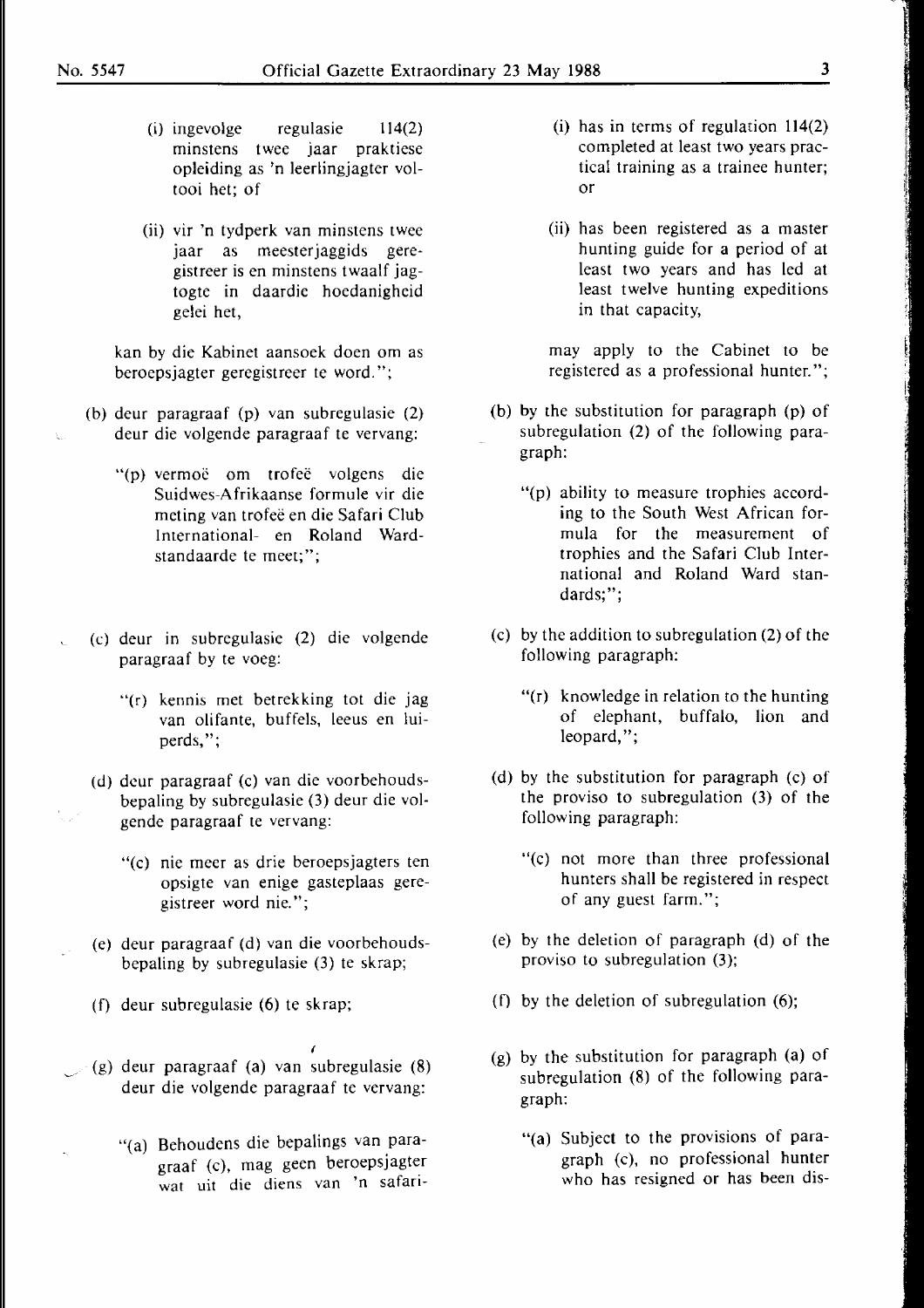(i) ingevolge regulasie 114(2) minstens twee jaar praktiese opleiding as 'n leerlingjagter voltooi het; of

(ii) vir 'n tydperk van minstens twee jaar as meesterjaggids geregistreer is en minstens twaalf jagtogte in daardie hoedanigheid gelei het,

kan by die Kabinet aansoek doen om as beroepsjagter geregistreer te word.";

(b) deur paragraaf (p) van subregulasie (2) deur die volgende paragraaf te vervang:

"(p) vermoë om trofeë volgens die Suidwes-Afrikaanse formule vir die meting van trofeë en die Safari Club International- en Roland Wardstandaarde te meet;";

(c) deur in subregulasie (2) die volgende paragraaf by te voeg:

"(r) kennis met betrekking tot die jag van olifante, buffels, leeus en luiperds,";

(d) deur paragraaf (c) van die voorbehoudsbepaling by subregulasie (3) deur die volgende paragraaf te vervang:

"(c) nie meer as drie beroepsjagters ten opsigte van enige gasteplaas geregistreer word nie.";

(e) deur paragraaf (d) van die voorbehoudsbepaling by subregulasie (3) te skrap;

(f) deur subregulasie (6) te skrap;

(g) deur paragraaf (a) van subregulasie (8) deur die volgende paragraaf te vervang:

"(a) Behoudens die bepalings van paragraaf (c), mag geen beroepsjagter wat uit die diens van 'n safari-

(i) has in terms of regulation 114(2) completed at least two years practical training as a trainee hunter; or

(ii) has been registered as a master hunting guide for a period of at least two years and has led at least twelve hunting expeditions in that capacity,

may apply to the Cabinet to be registered as a professional hunter.";

(b) by the substitution for paragraph (p) of subregulation (2) of the following paragraph:

"(p) ability to measure trophies according to the South West African formula for the measurement of trophies and the Safari Club International and Roland Ward standards;";

(c) by the addition to subregulation (2) of the following paragraph:

"(r) knowledge in relation to the hunting of elephant, buffalo, lion and leopard,";

(d) by the substitution for paragraph (c) of the proviso to subregulation (3) of the following paragraph:

"(c) not more than three professional hunters shall be registered in respect of any guest farm.";

(e) by the deletion of paragraph (d) of the proviso to subregulation (3);

(f) by the deletion of subregulation (6);

(g) by the substitution for paragraph (a) of subregulation (8) of the following paragraph:

"(a) Subject to the provisions of paragraph (c), no professional hunter who has resigned or has been dis-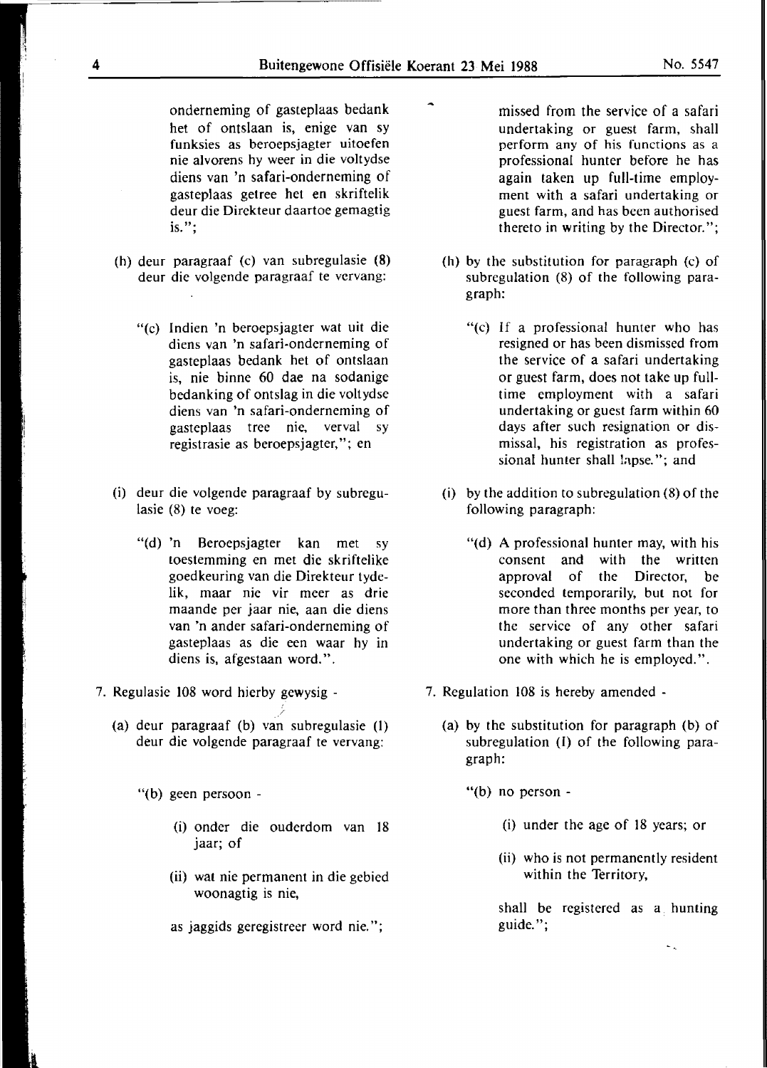onderneming of gasteplaas bedank het of ontslaan is, enige van sy funksies as beroepsjagter uitoefen nie alvorens hy weer in die voltydse diens van 'n safari-onderneming of gasteplaas getree het en skriftelik deur die Direkteur daartoe gemagtig is.";

(h) deur paragraaf (c) van subregulasie (8) deur die volgende paragraaf te vervang:

"(c) Indien 'n beroepsjagter wat uit die diens van 'n safari-onderneming of gasteplaas bedank het of ontslaan is, nie binne 60 dae na sodanige bedanking of ontslag in die voltydse diens van 'n safari-onderneming of gasteplaas tree nie, verval sy registrasie as beroepsjagter,"; en

(i) deur die volgende paragraaf by subregulasie (8) te voeg:

"(d) 'n Beroepsjagter kan met sy toestemming en met die skriftelike goedkeuring van die Direkteur tydelik, maar nie vir meer as drie maande per jaar nie, aan die diens van 'n ander safari-onderneming of gasteplaas as die een waar hy in diens is, afgestaan word.".

7. Regulasie 108 word hierby gewysig -

(a) deur paragraaf (b) van subregulasie (1) deur die volgende paragraaf te vervang:

"(b) geen persoon -

(i) onder die ouderdom van 18 jaar; of

(ii) wat nie permanent in die gebied woonagtig is nie,

as jaggids geregistreer word nie.";

missed from the service of a safari undertaking or guest farm, shall perform any of his functions as a professional hunter before he has again taken up full-time employment with a safari undertaking or guest farm, and has been authorised thereto in writing by the Director.";

(h) by the substitution for paragraph (c) of subregulation (8) of the following paragraph:

"(c) If a professional hunter who has resigned or has been dismissed from the service of a safari undertaking or guest farm, does not take up full-time employment with a safari undertaking or guest farm within 60 days after such resignation or dismissal, his registration as professional hunter shall lapse."; and

(i) by the addition to subregulation (8) of the following paragraph:

"(d) A professional hunter may, with his consent and with the written approval of the Director, be seconded temporarily, but not for more than three months per year, to the service of any other safari undertaking or guest farm than the one with which he is employed.".

7. Regulation 108 is hereby amended -

(a) by the substitution for paragraph (b) of subregulation (1) of the following paragraph:

"(b) no person -

(i) under the age of 18 years; or

(ii) who is not permanently resident within the Territory,

shall be registered as a hunting guide.";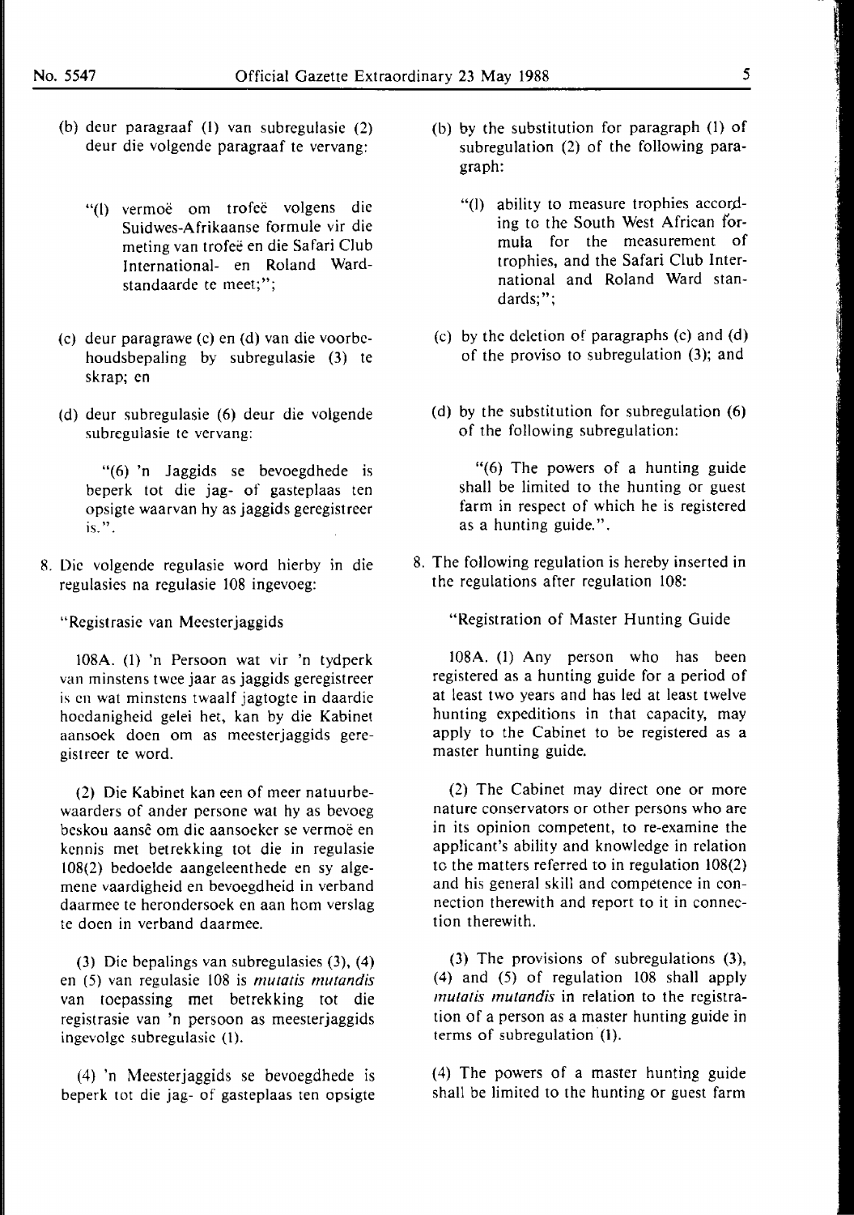(b) deur paragraaf (l) van subregulasie (2) deur die volgende paragraaf te vervang:

"(l) vermoë om trofeë volgens die Suidwes-Afrikaanse formule vir die meting van trofeë en die Safari Club International- en Roland Ward-standaarde te meet;";

(c) deur paragrawe (c) en (d) van die voorbehoudsbepaling by subregulasie (3) te skrap; en

(d) deur subregulasie (6) deur die volgende subregulasie te vervang:

"(6) 'n Jaggids se bevoegdhede is beperk tot die jag- of gasteplaas ten opsigte waarvan hy as jaggids geregistreer is.".

8. Die volgende regulasie word hierby in die regulasies na regulasie 108 ingevoeg:

"Registrasie van Meesterjaggids

108A. (1) 'n Persoon wat vir 'n tydperk van minstens twee jaar as jaggids geregistreer is en wat minstens twaalf jagtogte in daardie hoedanigheid gelei het, kan by die Kabinet aansoek doen om as meesterjaggids geregistreer te word.

(2) Die Kabinet kan een of meer natuurbewaarders of ander persone wat hy as bevoeg beskou aansê om die aansoeker se vermoë en kennis met betrekking tot die in regulasie 108(2) bedoelde aangeleenthede en sy algemene vaardigheid en bevoegdheid in verband daarmee te herondersoek en aan hom verslag te doen in verband daarmee.

(3) Die bepalings van subregulasies (3), (4) en (5) van regulasie 108 is *mutatis mutandis* van toepassing met betrekking tot die registrasie van 'n persoon as meesterjaggids ingevolge subregulasie (1).

(4) 'n Meesterjaggids se bevoegdhede is beperk tot die jag- of gasteplaas ten opsigte

(b) by the substitution for paragraph (l) of subregulation (2) of the following paragraph:

"(l) ability to measure trophies according to the South West African formula for the measurement of trophies, and the Safari Club International and Roland Ward standards;";

(c) by the deletion of paragraphs (c) and (d) of the proviso to subregulation (3); and

(d) by the substitution for subregulation (6) of the following subregulation:

"(6) The powers of a hunting guide shall be limited to the hunting or guest farm in respect of which he is registered as a hunting guide.".

8. The following regulation is hereby inserted in the regulations after regulation 108:

"Registration of Master Hunting Guide

108A. (1) Any person who has been registered as a hunting guide for a period of at least two years and has led at least twelve hunting expeditions in that capacity, may apply to the Cabinet to be registered as a master hunting guide.

(2) The Cabinet may direct one or more nature conservators or other persons who are in its opinion competent, to re-examine the applicant's ability and knowledge in relation to the matters referred to in regulation 108(2) and his general skill and competence in connection therewith and report to it in connection therewith.

(3) The provisions of subregulations (3), (4) and (5) of regulation 108 shall apply *mutatis mutandis* in relation to the registration of a person as a master hunting guide in terms of subregulation (1).

(4) The powers of a master hunting guide shall be limited to the hunting or guest farm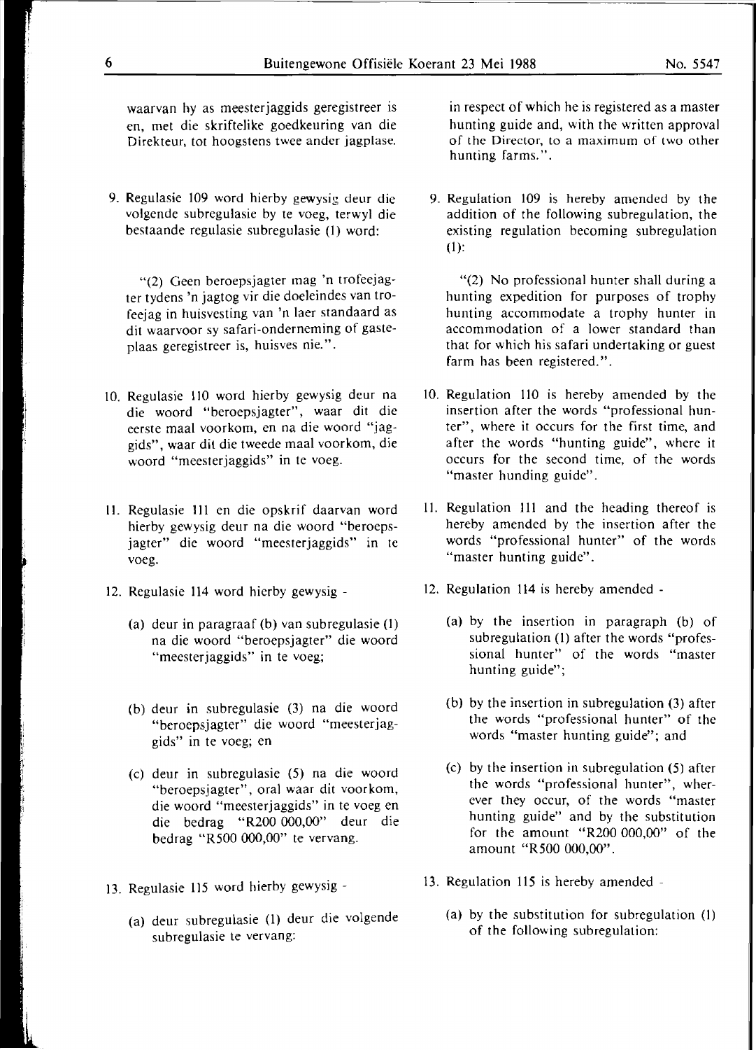waarvan hy as meesterjaggids geregistreer is en, met die skriftelike goedkeuring van die Direkteur, tot hoogstens twee ander jagplase.

9. Regulasie 109 word hierby gewysig deur die volgende subregulasie by te voeg, terwyl die bestaande regulasie subregulasie (1) word:

"(2) Geen beroepsjagter mag 'n trofeejagter tydens 'n jagtog vir die doeleindes van trofeejag in huisvesting van 'n laer standaard as dit waarvoor sy safari-onderneming of gasteplaas geregistreer is, huisves nie.".

10. Regulasie 110 word hierby gewysig deur na die woord "beroepsjagter", waar dit die eerste maal voorkom, en na die woord "jaggids", waar dit die tweede maal voorkom, die woord "meesterjaggids" in te voeg.

11. Regulasie 111 en die opskrif daarvan word hierby gewysig deur na die woord "beroepsjagter" die woord "meesterjaggids" in te voeg.

12. Regulasie 114 word hierby gewysig -

(a) deur in paragraaf (b) van subregulasie (1) na die woord "beroepsjagter" die woord "meesterjaggids" in te voeg;

(b) deur in subregulasie (3) na die woord "beroepsjagter" die woord "meesterjaggids" in te voeg; en

(c) deur in subregulasie (5) na die woord "beroepsjagter", oral waar dit voorkom, die woord "meesterjaggids" in te voeg en die bedrag "R200 000,00" deur die bedrag "R500 000,00" te vervang.

13. Regulasie 115 word hierby gewysig -

(a) deur subregulasie (1) deur die volgende subregulasie te vervang:

in respect of which he is registered as a master hunting guide and, with the written approval of the Director, to a maximum of two other hunting farms.".

9. Regulation 109 is hereby amended by the addition of the following subregulation, the existing regulation becoming subregulation (1):

"(2) No professional hunter shall during a hunting expedition for purposes of trophy hunting accommodate a trophy hunter in accommodation of a lower standard than that for which his safari undertaking or guest farm has been registered.".

10. Regulation 110 is hereby amended by the insertion after the words "professional hunter", where it occurs for the first time, and after the words "hunting guide", where it occurs for the second time, of the words "master hunding guide".

11. Regulation 111 and the heading thereof is hereby amended by the insertion after the words "professional hunter" of the words "master hunting guide".

12. Regulation 114 is hereby amended -

(a) by the insertion in paragraph (b) of subregulation (1) after the words "professional hunter" of the words "master hunting guide";

(b) by the insertion in subregulation (3) after the words "professional hunter" of the words "master hunting guide"; and

(c) by the insertion in subregulation (5) after the words "professional hunter", wherever they occur, of the words "master hunting guide" and by the substitution for the amount "R200 000,00" of the amount "R500 000,00".

13. Regulation 115 is hereby amended -

(a) by the substitution for subregulation (1) of the following subregulation: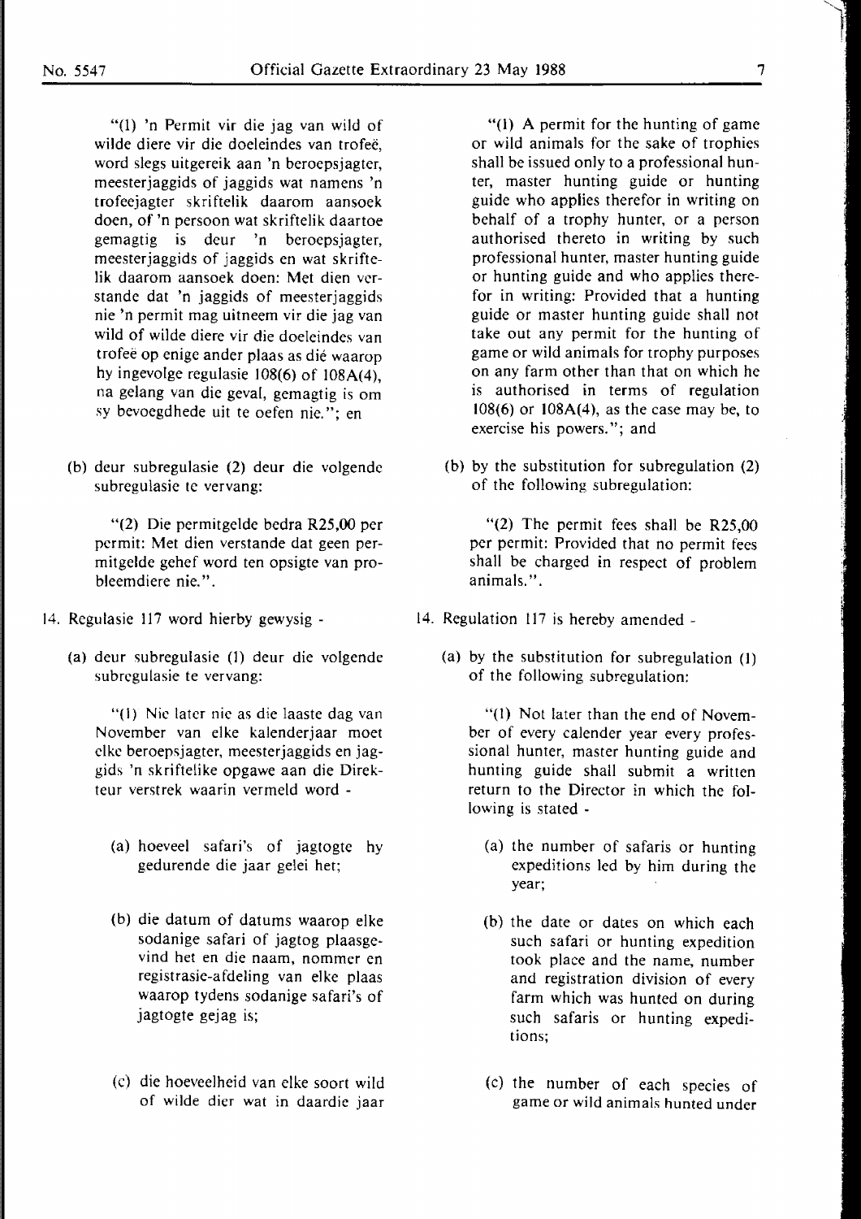"(1) 'n Permit vir die jag van wild of wilde diere vir die doeleindes van trofeë, word slegs uitgereik aan 'n beroepsjagter, meesterjaggids of jaggids wat namens 'n trofeejagter skriftelik daarom aansoek doen, of 'n persoon wat skriftelik daartoe gemagtig is deur 'n beroepsjagter, meesterjaggids of jaggids en wat skriftelik daarom aansoek doen: Met dien verstande dat 'n jaggids of meesterjaggids nie 'n permit mag uitneem vir die jag van wild of wilde diere vir die doeleindes van trofeë op enige ander plaas as dié waarop hy ingevolge regulasie 108(6) of 108A(4), na gelang van die geval, gemagtig is om sy bevoegdhede uit te oefen nie."; en

(b) deur subregulasie (2) deur die volgende subregulasie te vervang:

"(2) Die permitgelde bedra R25,00 per permit: Met dien verstande dat geen permitgelde gehef word ten opsigte van probleemdiere nie.".

14. Regulasie 117 word hierby gewysig -

(a) deur subregulasie (1) deur die volgende subregulasie te vervang:

"(1) Nie later nie as die laaste dag van November van elke kalenderjaar moet elke beroepsjagter, meesterjaggids en jaggids 'n skriftelike opgawe aan die Direkteur verstrek waarin vermeld word -

(a) hoeveel safari's of jagtogte hy gedurende die jaar gelei het;

(b) die datum of datums waarop elke sodanige safari of jagtog plaasgevind het en die naam, nommer en registrasie-afdeling van elke plaas waarop tydens sodanige safari's of jagtogte gejag is;

(c) die hoeveelheid van elke soort wild of wilde dier wat in daardie jaar

"(1) A permit for the hunting of game or wild animals for the sake of trophies shall be issued only to a professional hunter, master hunting guide or hunting guide who applies therefor in writing on behalf of a trophy hunter, or a person authorised thereto in writing by such professional hunter, master hunting guide or hunting guide and who applies therefor in writing: Provided that a hunting guide or master hunting guide shall not take out any permit for the hunting of game or wild animals for trophy purposes on any farm other than that on which he is authorised in terms of regulation 108(6) or 108A(4), as the case may be, to exercise his powers."; and

(b) by the substitution for subregulation (2) of the following subregulation:

"(2) The permit fees shall be R25,00 per permit: Provided that no permit fees shall be charged in respect of problem animals.".

14. Regulation 117 is hereby amended -

(a) by the substitution for subregulation (1) of the following subregulation:

"(1) Not later than the end of November of every calender year every professional hunter, master hunting guide and hunting guide shall submit a written return to the Director in which the following is stated -

(a) the number of safaris or hunting expeditions led by him during the year;

(b) the date or dates on which each such safari or hunting expedition took place and the name, number and registration division of every farm which was hunted on during such safaris or hunting expeditions;

(c) the number of each species of game or wild animals hunted under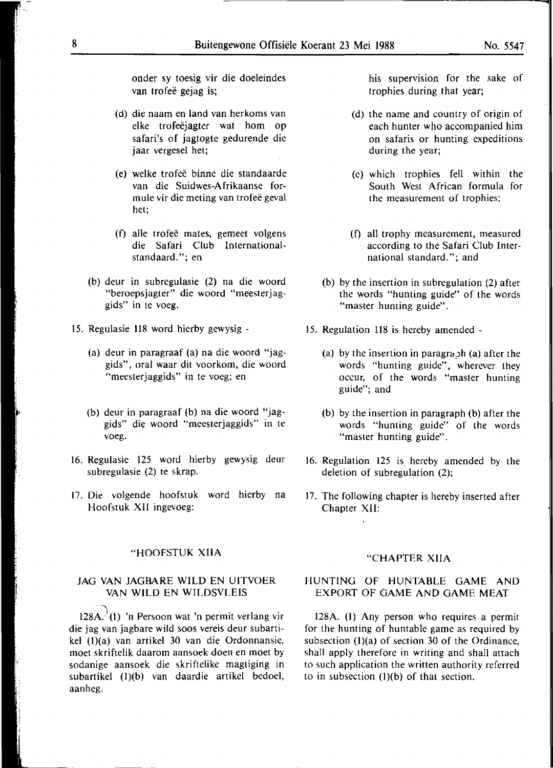onder sy toesig vir die doeleindes van trofeë gejag is;

(d) die naam en land van herkoms van elke trofeëjagter wat hom op safari's of jagtogte gedurende die jaar vergesel het;

(e) welke trofeë binne die standaarde van die Suidwes-Afrikaanse formule vir die meting van trofeë geval het;

(f) alle trofeë mates, gemeet volgens die Safari Club International-standaard."; en

(b) deur in subregulasie (2) na die woord "beroepsjagter" die woord "meesterjaggids" in te voeg.

15. Regulasie 118 word hierby gewysig -

(a) deur in paragraaf (a) na die woord "jaggids", oral waar dit voorkom, die woord "meesterjaggids" in te voeg; en

(b) deur in paragraaf (b) na die woord "jaggids" die woord "meesterjaggids" in te voeg.

16. Regulasie 125 word hierby gewysig deur subregulasie (2) te skrap.

17. Die volgende hoofstuk word hierby na Hoofstuk XII ingevoeg:

"HOOFSTUK XIIA

JAG VAN JAGBARE WILD EN UITVOER VAN WILD EN WILDSVLEIS

128A. (1) 'n Persoon wat 'n permit verlang vir die jag van jagbare wild soos vereis deur subartikel (1)(a) van artikel 30 van die Ordonnansie, moet skriftelik daarom aansoek doen en moet by sodanige aansoek die skriftelike magtiging in subartikel (1)(b) van daardie artikel bedoel, aanheg.

his supervision for the sake of trophies during that year;

(d) the name and country of origin of each hunter who accompanied him on safaris or hunting expeditions during the year;

(e) which trophies fell within the South West African formula for the measurement of trophies;

(f) all trophy measurement, measured according to the Safari Club International standard."; and

(b) by the insertion in subregulation (2) after the words "hunting guide" of the words "master hunting guide".

15. Regulation 118 is hereby amended -

(a) by the insertion in paragraph (a) after the words "hunting guide", wherever they occur, of the words "master hunting guide"; and

(b) by the insertion in paragraph (b) after the words "hunting guide" of the words "master hunting guide".

16. Regulation 125 is hereby amended by the deletion of subregulation (2);

17. The following chapter is hereby inserted after Chapter XII:

"CHAPTER XIIA

HUNTING OF HUNTABLE GAME AND EXPORT OF GAME AND GAME MEAT

128A. (1) Any person who requires a permit for the hunting of huntable game as required by subsection (1)(a) of section 30 of the Ordinance, shall apply therefore in writing and shall attach to such application the written authority referred to in subsection (1)(b) of that section.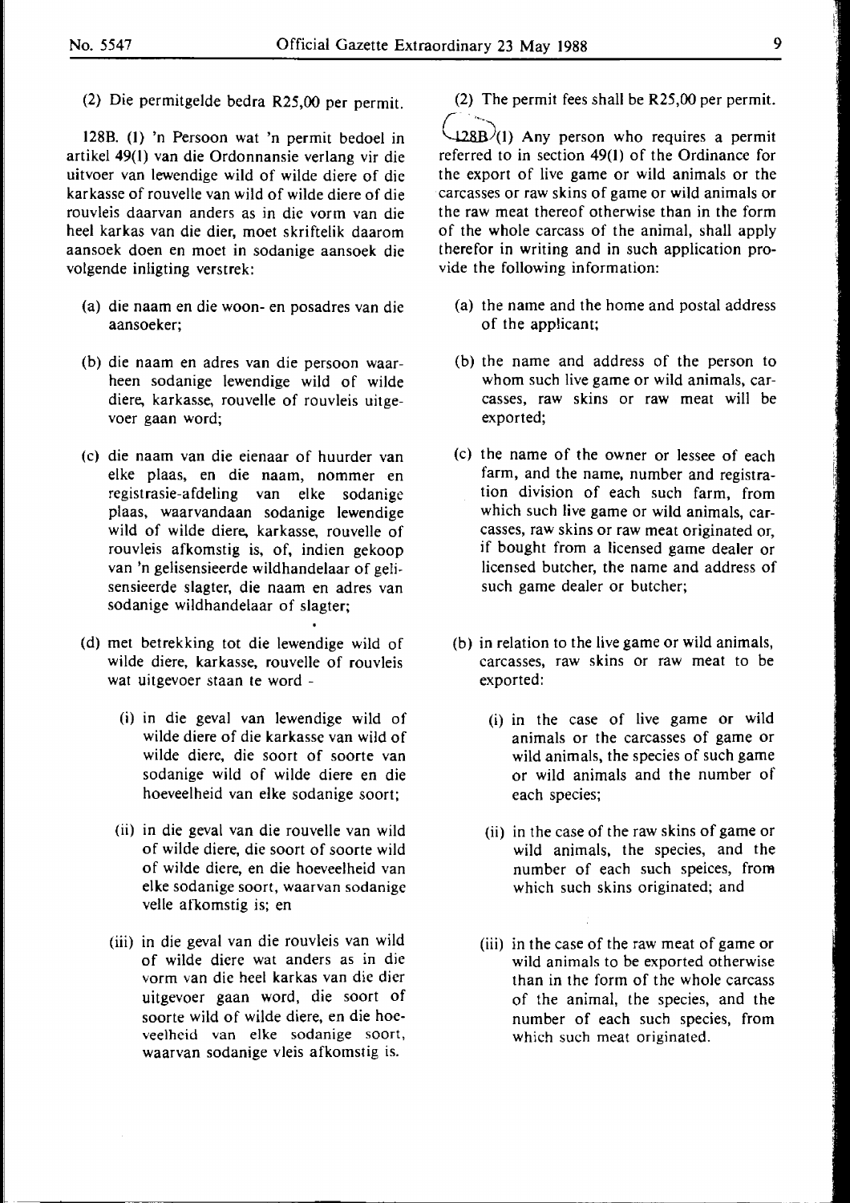(2) Die permitgelde bedra R25,00 per permit.

128B. (1) 'n Persoon wat 'n permit bedoel in artikel 49(1) van die Ordonnansie verlang vir die uitvoer van lewendige wild of wilde diere of die karkasse of rouvelle van wild of wilde diere of die rouvleis daarvan anders as in die vorm van die heel karkas van die dier, moet skriftelik daarom aansoek doen en moet in sodanige aansoek die volgende inligting verstrek:

(a) die naam en die woon- en posadres van die aansoeker;

(b) die naam en adres van die persoon waarheen sodanige lewendige wild of wilde diere, karkasse, rouvelle of rouvleis uitgevoer gaan word;

(c) die naam van die eienaar of huurder van elke plaas, en die naam, nommer en registrasie-afdeling van elke sodanige plaas, waarvandaan sodanige lewendige wild of wilde diere, karkasse, rouvelle of rouvleis afkomstig is, of, indien gekoop van 'n gelisensieerde wildhandelaar of gelisensieerde slagter, die naam en adres van sodanige wildhandelaar of slagter;

(d) met betrekking tot die lewendige wild of wilde diere, karkasse, rouvelle of rouvleis wat uitgevoer staan te word -

(i) in die geval van lewendige wild of wilde diere of die karkasse van wild of wilde diere, die soort of soorte van sodanige wild of wilde diere en die hoeveelheid van elke sodanige soort;

(ii) in die geval van die rouvelle van wild of wilde diere, die soort of soorte wild of wilde diere, en die hoeveelheid van elke sodanige soort, waarvan sodanige velle afkomstig is; en

(iii) in die geval van die rouvleis van wild of wilde diere wat anders as in die vorm van die heel karkas van die dier uitgevoer gaan word, die soort of soorte wild of wilde diere, en die hoeveelheid van elke sodanige soort, waarvan sodanige vleis afkomstig is.

(2) The permit fees shall be R25,00 per permit.

128B (1) Any person who requires a permit referred to in section 49(1) of the Ordinance for the export of live game or wild animals or the carcasses or raw skins of game or wild animals or the raw meat thereof otherwise than in the form of the whole carcass of the animal, shall apply therefor in writing and in such application provide the following information:

(a) the name and the home and postal address of the applicant;

(b) the name and address of the person to whom such live game or wild animals, carcasses, raw skins or raw meat will be exported;

(c) the name of the owner or lessee of each farm, and the name, number and registration division of each such farm, from which such live game or wild animals, carcasses, raw skins or raw meat originated or, if bought from a licensed game dealer or licensed butcher, the name and address of such game dealer or butcher;

(b) in relation to the live game or wild animals, carcasses, raw skins or raw meat to be exported:

(i) in the case of live game or wild animals or the carcasses of game or wild animals, the species of such game or wild animals and the number of each species;

(ii) in the case of the raw skins of game or wild animals, the species, and the number of each such speices, from which such skins originated; and

(iii) in the case of the raw meat of game or wild animals to be exported otherwise than in the form of the whole carcass of the animal, the species, and the number of each such species, from which such meat originated.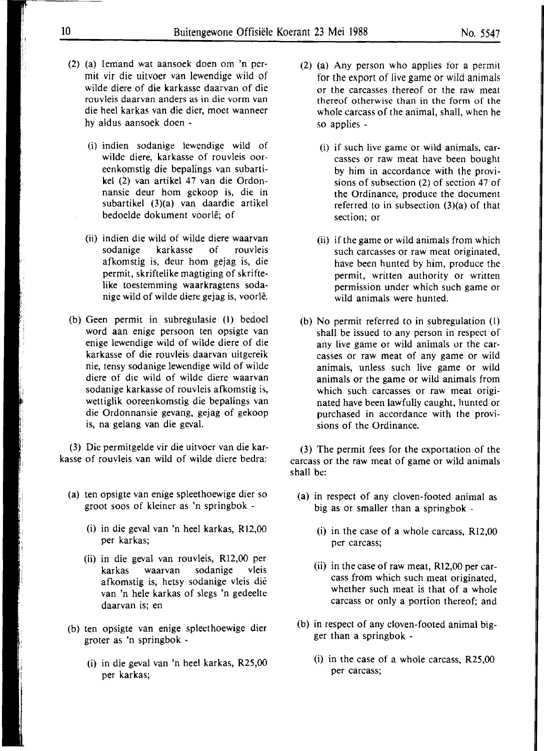(2) (a) Iemand wat aansoek doen om 'n permit vir die uitvoer van lewendige wild of wilde diere of die karkasse daarvan of die rouvleis daarvan anders as in die vorm van die heel karkas van die dier, moet wanneer hy aldus aansoek doen -

(i) indien sodanige lewendige wild of wilde diere, karkasse of rouvleis ooreenkomstig die bepalings van subartikel (2) van artikel 47 van die Ordonnansie deur hom gekoop is, die in subartikel (3)(a) van daardie artikel bedoelde dokument voorlê; of

(ii) indien die wild of wilde diere waarvan sodanige karkasse of rouvleis afkomstig is, deur hom gejag is, die permit, skriftelike magtiging of skriftelike toestemming waarkragtens sodanige wild of wilde diere gejag is, voorlê.

(b) Geen permit in subregulasie (1) bedoel word aan enige persoon ten opsigte van enige lewendige wild of wilde diere of die karkasse of die rouvleis daarvan uitgereik nie, tensy sodanige lewendige wild of wilde diere of die wild of wilde diere waarvan sodanige karkasse of rouvleis afkomstig is, wettiglik ooreenkomstig die bepalings van die Ordonnansie gevang, gejag of gekoop is, na gelang van die geval.

(3) Die permitgelde vir die uitvoer van die karkasse of rouvleis van wild of wilde diere bedra:

(a) ten opsigte van enige spleethoewige dier so groot soos of kleiner as 'n springbok -

(i) in die geval van 'n heel karkas, R12,00 per karkas;

(ii) in die geval van rouvleis, R12,00 per karkas waarvan sodanige vleis afkomstig is, hetsy sodanige vleis dié van 'n hele karkas of slegs 'n gedeelte daarvan is; en

(b) ten opsigte van enige spleethoewige dier groter as 'n springbok -

(i) in die geval van 'n heel karkas, R25,00 per karkas;

(2) (a) Any person who applies for a permit for the export of live game or wild animals or the carcasses thereof or the raw meat thereof otherwise than in the form of the whole carcass of the animal, shall, when he so applies -

(i) if such live game or wild animals, carcasses or raw meat have been bought by him in accordance with the provisions of subsection (2) of section 47 of the Ordinance, produce the document referred to in subsection (3)(a) of that section; or

(ii) if the game or wild animals from which such carcasses or raw meat originated, have been hunted by him, produce the permit, written authority or written permission under which such game or wild animals were hunted.

(b) No permit referred to in subregulation (1) shall be issued to any person in respect of any live game or wild animals or the carcasses or raw meat of any game or wild animals, unless such live game or wild animals or the game or wild animals from which such carcasses or raw meat originated have been lawfully caught, hunted or purchased in accordance with the provisions of the Ordinance.

(3) The permit fees for the exportation of the carcass or the raw meat of game or wild animals shall be:

(a) in respect of any cloven-footed animal as big as or smaller than a springbok -

(i) in the case of a whole carcass, R12,00 per carcass;

(ii) in the case of raw meat, R12,00 per carcass from which such meat originated, whether such meat is that of a whole carcass or only a portion thereof; and

(b) in respect of any cloven-footed animal bigger than a springbok -

(i) in the case of a whole carcass, R25,00 per carcass;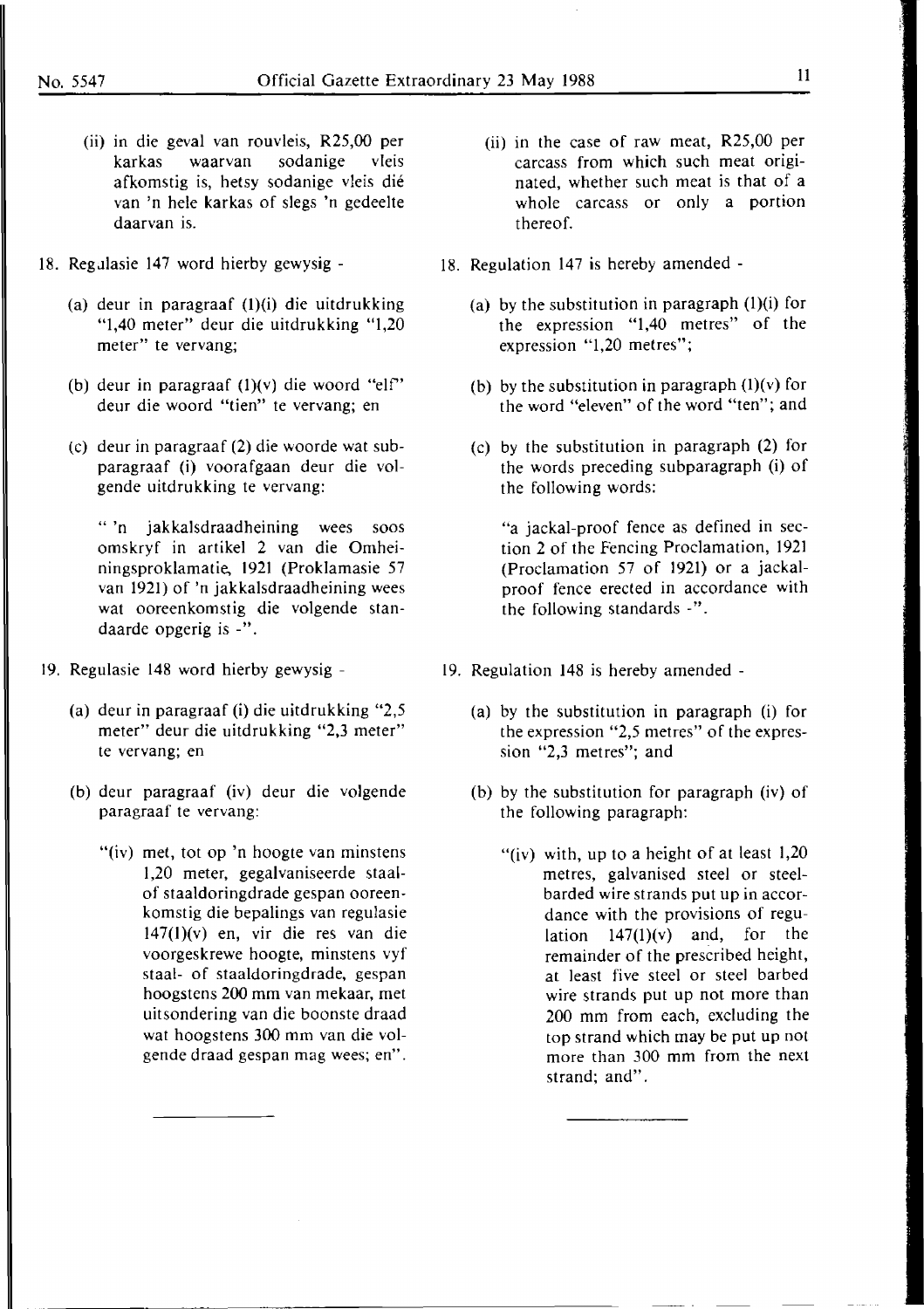(ii) in die geval van rouvleis, R25,00 per karkas waarvan sodanige vleis afkomstig is, hetsy sodanige vleis dié van 'n hele karkas of slegs 'n gedeelte daarvan is.

18. Regulasie 147 word hierby gewysig -

(a) deur in paragraaf (1)(i) die uitdrukking "1,40 meter" deur die uitdrukking "1,20 meter" te vervang;

(b) deur in paragraaf (1)(v) die woord "elf" deur die woord "tien" te vervang; en

(c) deur in paragraaf (2) die woorde wat subparagraaf (i) voorafgaan deur die volgende uitdrukking te vervang:

" 'n jakkalsdraadheining wees soos omskryf in artikel 2 van die Omheiningsproklamatie, 1921 (Proklamasie 57 van 1921) of 'n jakkalsdraadheining wees wat ooreenkomstig die volgende standaarde opgerig is -".

19. Regulasie 148 word hierby gewysig -

(a) deur in paragraaf (i) die uitdrukking "2,5 meter" deur die uitdrukking "2,3 meter" te vervang; en

(b) deur paragraaf (iv) deur die volgende paragraaf te vervang:

"(iv) met, tot op 'n hoogte van minstens 1,20 meter, gegalvaniseerde staal- of staaldoringdrade gespan ooreenkomstig die bepalings van regulasie 147(1)(v) en, vir die res van die voorgeskrewe hoogte, minstens vyf staal- of staaldoringdrade, gespan hoogstens 200 mm van mekaar, met uitsondering van die boonste draad wat hoogstens 300 mm van die volgende draad gespan mag wees; en".

---

(ii) in the case of raw meat, R25,00 per carcass from which such meat originated, whether such meat is that of a whole carcass or only a portion thereof.

18. Regulation 147 is hereby amended -

(a) by the substitution in paragraph (1)(i) for the expression "1,40 metres" of the expression "1,20 metres";

(b) by the substitution in paragraph (1)(v) for the word "eleven" of the word "ten"; and

(c) by the substitution in paragraph (2) for the words preceding subparagraph (i) of the following words:

"a jackal-proof fence as defined in section 2 of the Fencing Proclamation, 1921 (Proclamation 57 of 1921) or a jackal-proof fence erected in accordance with the following standards -".

19. Regulation 148 is hereby amended -

(a) by the substitution in paragraph (i) for the expression "2,5 metres" of the expression "2,3 metres"; and

(b) by the substitution for paragraph (iv) of the following paragraph:

"(iv) with, up to a height of at least 1,20 metres, galvanised steel or steel-barded wire strands put up in accordance with the provisions of regulation 147(1)(v) and, for the remainder of the prescribed height, at least five steel or steel barbed wire strands put up not more than 200 mm from each, excluding the top strand which may be put up not more than 300 mm from the next strand; and".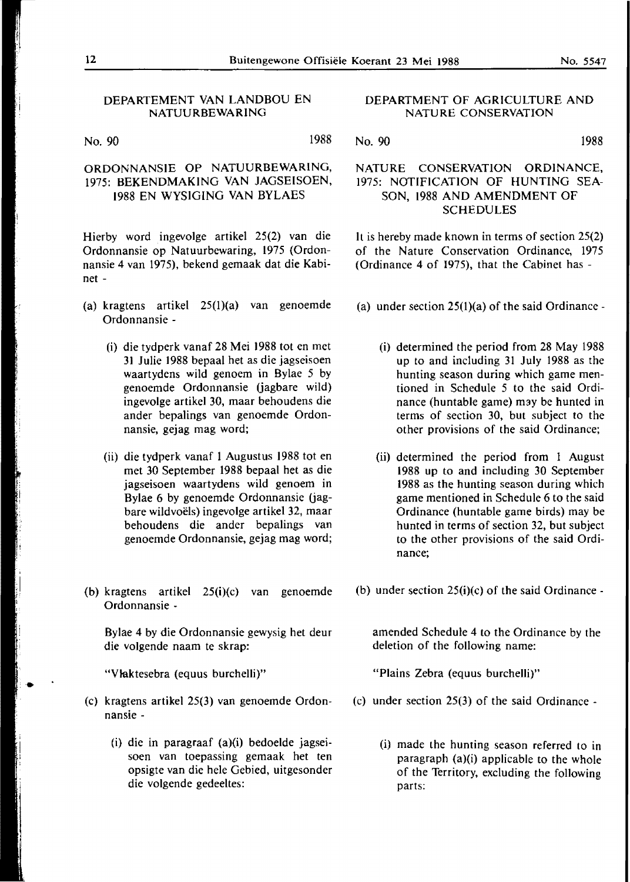## DEPARTEMENT VAN LANDBOU EN NATUURBEWARING

No. 90 1988

### ORDONNANSIE OP NATUURBEWARING, 1975: BEKENDMAKING VAN JAGSEISOEN, 1988 EN WYSIGING VAN BYLAES

Hierby word ingevolge artikel 25(2) van die Ordonnansie op Natuurbewaring, 1975 (Ordonnansie 4 van 1975), bekend gemaak dat die Kabinet -

(a) kragtens artikel 25(1)(a) van genoemde Ordonnansie -

(i) die tydperk vanaf 28 Mei 1988 tot en met 31 Julie 1988 bepaal het as die jagseisoen waartydens wild genoem in Bylae 5 by genoemde Ordonnansie (jagbare wild) ingevolge artikel 30, maar behoudens die ander bepalings van genoemde Ordonnansie, gejag mag word;

(ii) die tydperk vanaf 1 Augustus 1988 tot en met 30 September 1988 bepaal het as die jagseisoen waartydens wild genoem in Bylae 6 by genoemde Ordonnansie (jagbare wildvoëls) ingevolge artikel 32, maar behoudens die ander bepalings van genoemde Ordonnansie, gejag mag word;

(b) kragtens artikel 25(i)(c) van genoemde Ordonnansie -

Bylae 4 by die Ordonnansie gewysig het deur die volgende naam te skrap:

"Vlaktesebra (equus burchelli)"

(c) kragtens artikel 25(3) van genoemde Ordonnansie -

(i) die in paragraaf (a)(i) bedoelde jagseisoen van toepassing gemaak het ten opsigte van die hele Gebied, uitgesonder die volgende gedeeltes:

## DEPARTMENT OF AGRICULTURE AND NATURE CONSERVATION

No. 90 1988

### NATURE CONSERVATION ORDINANCE, 1975: NOTIFICATION OF HUNTING SEASON, 1988 AND AMENDMENT OF SCHEDULES

It is hereby made known in terms of section 25(2) of the Nature Conservation Ordinance, 1975 (Ordinance 4 of 1975), that the Cabinet has -

(a) under section 25(1)(a) of the said Ordinance -

(i) determined the period from 28 May 1988 up to and including 31 July 1988 as the hunting season during which game mentioned in Schedule 5 to the said Ordinance (huntable game) may be hunted in terms of section 30, but subject to the other provisions of the said Ordinance;

(ii) determined the period from 1 August 1988 up to and including 30 September 1988 as the hunting season during which game mentioned in Schedule 6 to the said Ordinance (huntable game birds) may be hunted in terms of section 32, but subject to the other provisions of the said Ordinance;

(b) under section 25(i)(c) of the said Ordinance -

amended Schedule 4 to the Ordinance by the deletion of the following name:

"Plains Zebra (equus burchelli)"

(c) under section 25(3) of the said Ordinance -

(i) made the hunting season referred to in paragraph (a)(i) applicable to the whole of the Territory, excluding the following parts: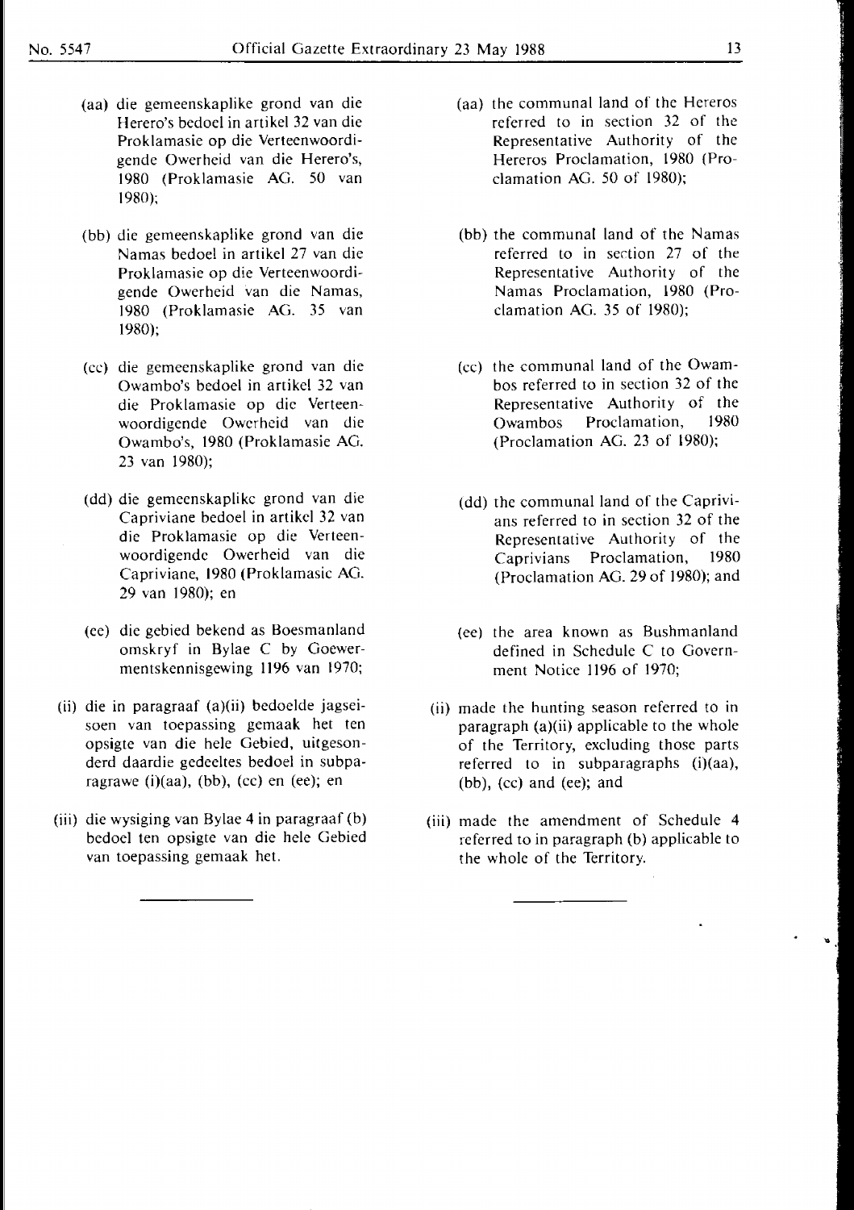(aa) die gemeenskaplike grond van die Herero's bedoel in artikel 32 van die Proklamasie op die Verteenwoordigende Owerheid van die Herero's, 1980 (Proklamasie AG. 50 van 1980);

(bb) die gemeenskaplike grond van die Namas bedoel in artikel 27 van die Proklamasie op die Verteenwoordigende Owerheid van die Namas, 1980 (Proklamasie AG. 35 van 1980);

(cc) die gemeenskaplike grond van die Owambo's bedoel in artikel 32 van die Proklamasie op die Verteenwoordigende Owerheid van die Owambo's, 1980 (Proklamasie AG. 23 van 1980);

(dd) die gemeenskaplike grond van die Capriviane bedoel in artikel 32 van die Proklamasie op die Verteenwoordigende Owerheid van die Capriviane, 1980 (Proklamasie AG. 29 van 1980); en

(ee) die gebied bekend as Boesmanland omskryf in Bylae C by Goewermentskennisgewing 1196 van 1970;

(ii) die in paragraaf (a)(ii) bedoelde jagseisoen van toepassing gemaak het ten opsigte van die hele Gebied, uitgesonderd daardie gedeeltes bedoel in subparagrawe (i)(aa), (bb), (cc) en (ee); en

(iii) die wysiging van Bylae 4 in paragraaf (b) bedoel ten opsigte van die hele Gebied van toepassing gemaak het.

---

(aa) the communal land of the Hereros referred to in section 32 of the Representative Authority of the Hereros Proclamation, 1980 (Proclamation AG. 50 of 1980);

(bb) the communal land of the Namas referred to in section 27 of the Representative Authority of the Namas Proclamation, 1980 (Proclamation AG. 35 of 1980);

(cc) the communal land of the Owambos referred to in section 32 of the Representative Authority of the Owambos Proclamation, 1980 (Proclamation AG. 23 of 1980);

(dd) the communal land of the Caprivians referred to in section 32 of the Representative Authority of the Caprivians Proclamation, 1980 (Proclamation AG. 29 of 1980); and

(ee) the area known as Bushmanland defined in Schedule C to Government Notice 1196 of 1970;

(ii) made the hunting season referred to in paragraph (a)(ii) applicable to the whole of the Territory, excluding those parts referred to in subparagraphs (i)(aa), (bb), (cc) and (ee); and

(iii) made the amendment of Schedule 4 referred to in paragraph (b) applicable to the whole of the Territory.

---